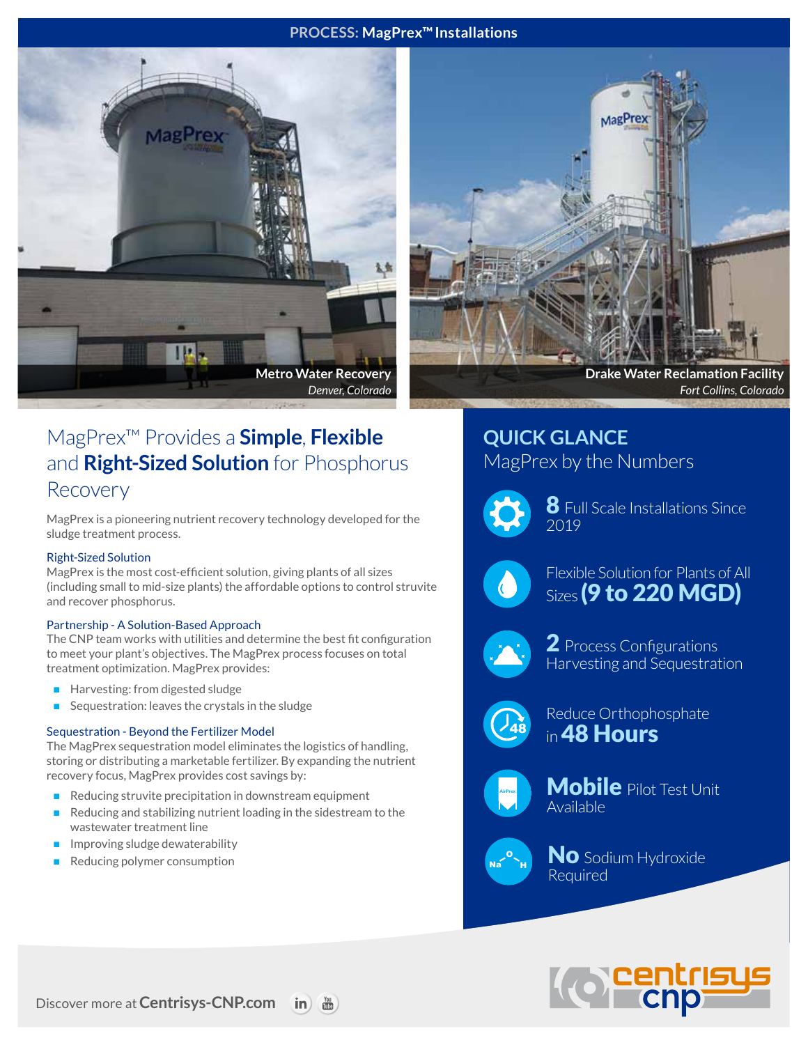**PROCESS: MagPrex™ Installations**

Metro Water Recovery
*Denver, Colorado*

Drake Water Reclamation Facility
*Fort Collins, Colorado*

# MagPrex™ Provides a **Simple**, **Flexible** and **Right-Sized Solution** for Phosphorus Recovery

MagPrex is a pioneering nutrient recovery technology developed for the sludge treatment process.

### Right-Sized Solution

MagPrex is the most cost-efficient solution, giving plants of all sizes (including small to mid-size plants) the affordable options to control struvite and recover phosphorus.

### Partnership - A Solution-Based Approach

The CNP team works with utilities and determine the best fit configuration to meet your plant's objectives. The MagPrex process focuses on total treatment optimization. MagPrex provides:

- Harvesting: from digested sludge
- Sequestration: leaves the crystals in the sludge

### Sequestration - Beyond the Fertilizer Model

The MagPrex sequestration model eliminates the logistics of handling, storing or distributing a marketable fertilizer. By expanding the nutrient recovery focus, MagPrex provides cost savings by:

- Reducing struvite precipitation in downstream equipment
- Reducing and stabilizing nutrient loading in the sidestream to the wastewater treatment line
- Improving sludge dewaterability
- Reducing polymer consumption

## QUICK GLANCE

MagPrex by the Numbers

- **8** Full Scale Installations Since 2019
- Flexible Solution for Plants of All Sizes **(9 to 220 MGD)**
- **2** Process Configurations Harvesting and Sequestration
- Reduce Orthophosphate in **48 Hours**
- **Mobile** Pilot Test Unit Available
- **No** Sodium Hydroxide Required

Discover more at **Centrisys-CNP.com**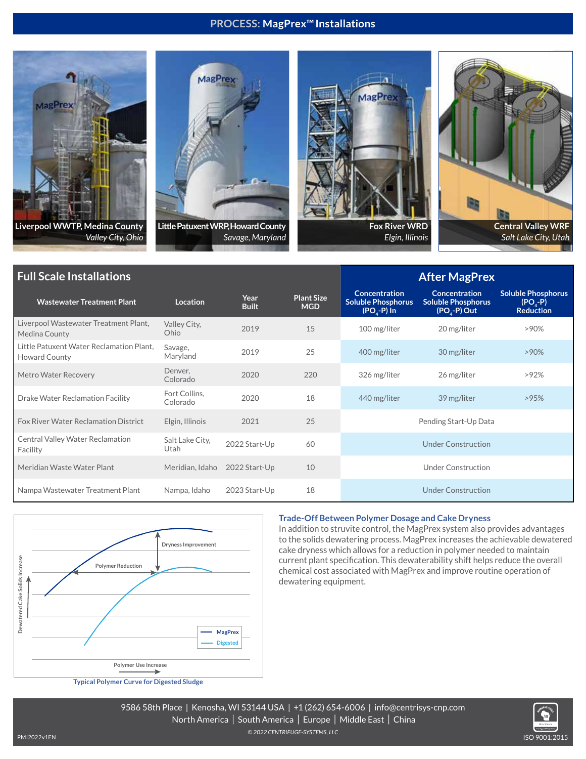## PROCESS: MagPrex™ Installations

Liverpool WWTP, Medina County
*Valley City, Ohio*

Little Patuxent WRP, Howard County
*Savage, Maryland*

Fox River WRD
*Elgin, Illinois*

Central Valley WRF
*Salt Lake City, Utah*

| Full Scale Installations | | | | After MagPrex | | |
|---|---|---|---|---|---|---|
| **Wastewater Treatment Plant** | **Location** | **Year Built** | **Plant Size MGD** | **Concentration Soluble Phosphorus ($PO_4$-P) In** | **Concentration Soluble Phosphorus ($PO_4$-P) Out** | **Soluble Phosphorus ($PO_4$-P) Reduction** |
| Liverpool Wastewater Treatment Plant, Medina County | Valley City, Ohio | 2019 | 15 | 100 mg/liter | 20 mg/liter | >90% |
| Little Patuxent Water Reclamation Plant, Howard County | Savage, Maryland | 2019 | 25 | 400 mg/liter | 30 mg/liter | >90% |
| Metro Water Recovery | Denver, Colorado | 2020 | 220 | 326 mg/liter | 26 mg/liter | >92% |
| Drake Water Reclamation Facility | Fort Collins, Colorado | 2020 | 18 | 440 mg/liter | 39 mg/liter | >95% |
| Fox River Water Reclamation District | Elgin, Illinois | 2021 | 25 | Pending Start-Up Data | | |
| Central Valley Water Reclamation Facility | Salt Lake City, Utah | 2022 Start-Up | 60 | Under Construction | | |
| Meridian Waste Water Plant | Meridian, Idaho | 2022 Start-Up | 10 | Under Construction | | |
| Nampa Wastewater Treatment Plant | Nampa, Idaho | 2023 Start-Up | 18 | Under Construction | | |

Dryness Improvement
Polymer Reduction
Dewatered Cake Solids Increase
Polymer Use Increase
MagPrex
Digested

Typical Polymer Curve for Digested Sludge

### Trade-Off Between Polymer Dosage and Cake Dryness

In addition to struvite control, the MagPrex system also provides advantages to the solids dewatering process. MagPrex increases the achievable dewatered cake dryness which allows for a reduction in polymer needed to maintain current plant specification. This dewaterability shift helps reduce the overall chemical cost associated with MagPrex and improve routine operation of dewatering equipment.

9586 58th Place | Kenosha, WI 53144 USA | +1 (262) 654-6006 | info@centrisys-cnp.com
North America | South America | Europe | Middle East | China

*© 2022 CENTRIFUGE-SYSTEMS, LLC*

PMI2022v1EN

ISO 9001:2015